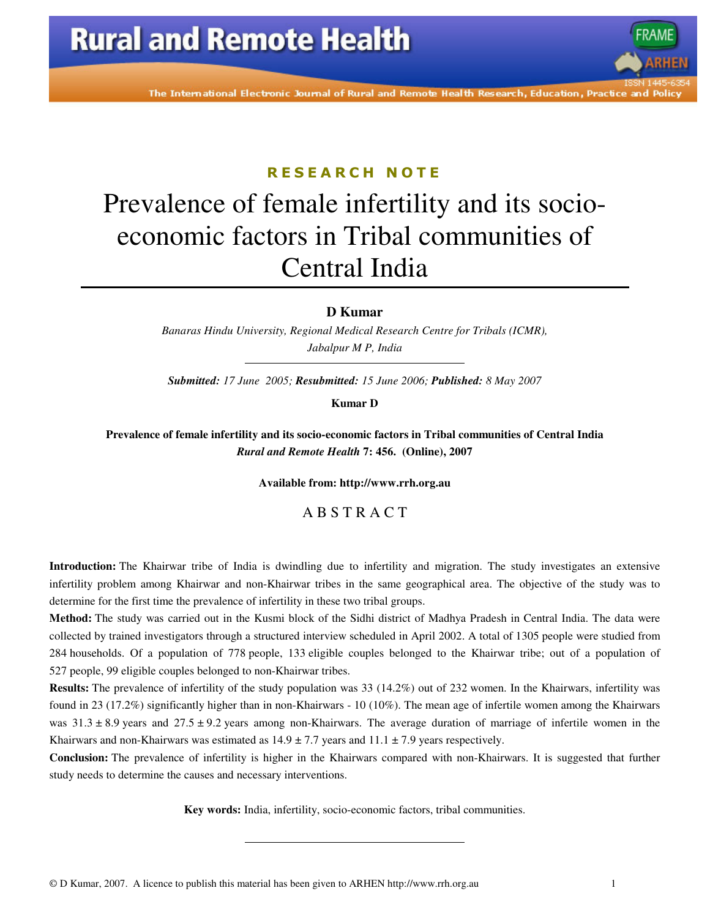RESEARCH NOTE

# Prevalence of female infertility and its socio-economic factors in Tribal communities of Central India

**D Kumar**

*Banaras Hindu University, Regional Medical Research Centre for Tribals (ICMR), Jabalpur M P, India*

***Submitted:** 17 June 2005; **Resubmitted:** 15 June 2006; **Published:** 8 May 2007*

**Kumar D**

**Prevalence of female infertility and its socio-economic factors in Tribal communities of Central India**
***Rural and Remote Health* 7: 456. (Online), 2007**

**Available from: http://www.rrh.org.au**

## A B S T R A C T

**Introduction:** The Khairwar tribe of India is dwindling due to infertility and migration. The study investigates an extensive infertility problem among Khairwar and non-Khairwar tribes in the same geographical area. The objective of the study was to determine for the first time the prevalence of infertility in these two tribal groups.

**Method:** The study was carried out in the Kusmi block of the Sidhi district of Madhya Pradesh in Central India. The data were collected by trained investigators through a structured interview scheduled in April 2002. A total of 1305 people were studied from 284 households. Of a population of 778 people, 133 eligible couples belonged to the Khairwar tribe; out of a population of 527 people, 99 eligible couples belonged to non-Khairwar tribes.

**Results:** The prevalence of infertility of the study population was 33 (14.2%) out of 232 women. In the Khairwars, infertility was found in 23 (17.2%) significantly higher than in non-Khairwars - 10 (10%). The mean age of infertile women among the Khairwars was $31.3 \pm 8.9$ years and $27.5 \pm 9.2$ years among non-Khairwars. The average duration of marriage of infertile women in the Khairwars and non-Khairwars was estimated as $14.9 \pm 7.7$ years and $11.1 \pm 7.9$ years respectively.

**Conclusion:** The prevalence of infertility is higher in the Khairwars compared with non-Khairwars. It is suggested that further study needs to determine the causes and necessary interventions.

**Key words:** India, infertility, socio-economic factors, tribal communities.

© D Kumar, 2007. A licence to publish this material has been given to ARHEN http://www.rrh.org.au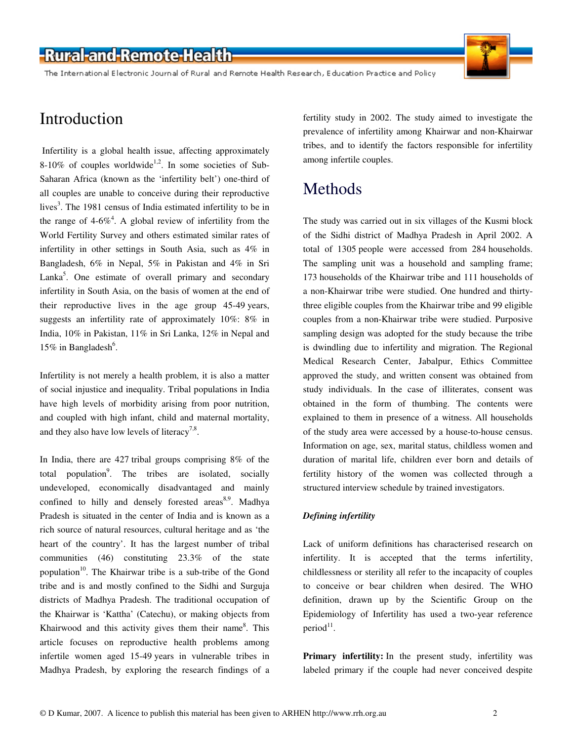# Introduction

Infertility is a global health issue, affecting approximately 8-10% of couples worldwide[1,2]. In some societies of Sub-Saharan Africa (known as the 'infertility belt') one-third of all couples are unable to conceive during their reproductive lives[3]. The 1981 census of India estimated infertility to be in the range of 4-6%[4]. A global review of infertility from the World Fertility Survey and others estimated similar rates of infertility in other settings in South Asia, such as 4% in Bangladesh, 6% in Nepal, 5% in Pakistan and 4% in Sri Lanka[5]. One estimate of overall primary and secondary infertility in South Asia, on the basis of women at the end of their reproductive lives in the age group 45-49 years, suggests an infertility rate of approximately 10%: 8% in India, 10% in Pakistan, 11% in Sri Lanka, 12% in Nepal and 15% in Bangladesh[6].

Infertility is not merely a health problem, it is also a matter of social injustice and inequality. Tribal populations in India have high levels of morbidity arising from poor nutrition, and coupled with high infant, child and maternal mortality, and they also have low levels of literacy[7,8].

In India, there are 427 tribal groups comprising 8% of the total population[9]. The tribes are isolated, socially undeveloped, economically disadvantaged and mainly confined to hilly and densely forested areas[8,9]. Madhya Pradesh is situated in the center of India and is known as a rich source of natural resources, cultural heritage and as 'the heart of the country'. It has the largest number of tribal communities (46) constituting 23.3% of the state population[10]. The Khairwar tribe is a sub-tribe of the Gond tribe and is and mostly confined to the Sidhi and Surguja districts of Madhya Pradesh. The traditional occupation of the Khairwar is 'Kattha' (Catechu), or making objects from Khairwood and this activity gives them their name[8]. This article focuses on reproductive health problems among infertile women aged 15-49 years in vulnerable tribes in Madhya Pradesh, by exploring the research findings of a fertility study in 2002. The study aimed to investigate the prevalence of infertility among Khairwar and non-Khairwar tribes, and to identify the factors responsible for infertility among infertile couples.

# Methods

The study was carried out in six villages of the Kusmi block of the Sidhi district of Madhya Pradesh in April 2002. A total of 1305 people were accessed from 284 households. The sampling unit was a household and sampling frame; 173 households of the Khairwar tribe and 111 households of a non-Khairwar tribe were studied. One hundred and thirty-three eligible couples from the Khairwar tribe and 99 eligible couples from a non-Khairwar tribe were studied. Purposive sampling design was adopted for the study because the tribe is dwindling due to infertility and migration. The Regional Medical Research Center, Jabalpur, Ethics Committee approved the study, and written consent was obtained from study individuals. In the case of illiterates, consent was obtained in the form of thumbing. The contents were explained to them in presence of a witness. All households of the study area were accessed by a house-to-house census. Information on age, sex, marital status, childless women and duration of marital life, children ever born and details of fertility history of the women was collected through a structured interview schedule by trained investigators.

### *Defining infertility*

Lack of uniform definitions has characterised research on infertility. It is accepted that the terms infertility, childlessness or sterility all refer to the incapacity of couples to conceive or bear children when desired. The WHO definition, drawn up by the Scientific Group on the Epidemiology of Infertility has used a two-year reference period[11].

**Primary infertility:** In the present study, infertility was labeled primary if the couple had never conceived despite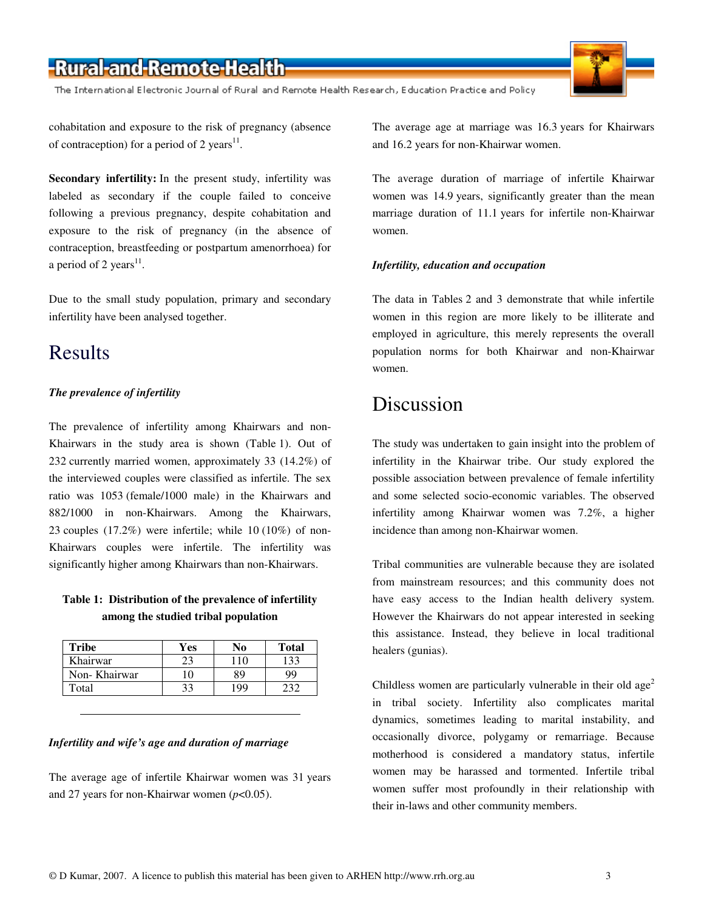cohabitation and exposure to the risk of pregnancy (absence of contraception) for a period of 2 years[11].

**Secondary infertility:** In the present study, infertility was labeled as secondary if the couple failed to conceive following a previous pregnancy, despite cohabitation and exposure to the risk of pregnancy (in the absence of contraception, breastfeeding or postpartum amenorrhoea) for a period of 2 years[11].

Due to the small study population, primary and secondary infertility have been analysed together.

# Results

### *The prevalence of infertility*

The prevalence of infertility among Khairwars and non-Khairwars in the study area is shown (Table 1). Out of 232 currently married women, approximately 33 (14.2%) of the interviewed couples were classified as infertile. The sex ratio was 1053 (female/1000 male) in the Khairwars and 882/1000 in non-Khairwars. Among the Khairwars, 23 couples (17.2%) were infertile; while 10 (10%) of non-Khairwars couples were infertile. The infertility was significantly higher among Khairwars than non-Khairwars.

**Table 1: Distribution of the prevalence of infertility among the studied tribal population**

| Tribe | Yes | No | Total |
|---|---|---|---|
| Khairwar | 23 | 110 | 133 |
| Non- Khairwar | 10 | 89 | 99 |
| Total | 33 | 199 | 232 |

### *Infertility and wife's age and duration of marriage*

The average age of infertile Khairwar women was 31 years and 27 years for non-Khairwar women ($p$<0.05).

The average age at marriage was 16.3 years for Khairwars and 16.2 years for non-Khairwar women.

The average duration of marriage of infertile Khairwar women was 14.9 years, significantly greater than the mean marriage duration of 11.1 years for infertile non-Khairwar women.

### *Infertility, education and occupation*

The data in Tables 2 and 3 demonstrate that while infertile women in this region are more likely to be illiterate and employed in agriculture, this merely represents the overall population norms for both Khairwar and non-Khairwar women.

# Discussion

The study was undertaken to gain insight into the problem of infertility in the Khairwar tribe. Our study explored the possible association between prevalence of female infertility and some selected socio-economic variables. The observed infertility among Khairwar women was 7.2%, a higher incidence than among non-Khairwar women.

Tribal communities are vulnerable because they are isolated from mainstream resources; and this community does not have easy access to the Indian health delivery system. However the Khairwars do not appear interested in seeking this assistance. Instead, they believe in local traditional healers (gunias).

Childless women are particularly vulnerable in their old age[2] in tribal society. Infertility also complicates marital dynamics, sometimes leading to marital instability, and occasionally divorce, polygamy or remarriage. Because motherhood is considered a mandatory status, infertile women may be harassed and tormented. Infertile tribal women suffer most profoundly in their relationship with their in-laws and other community members.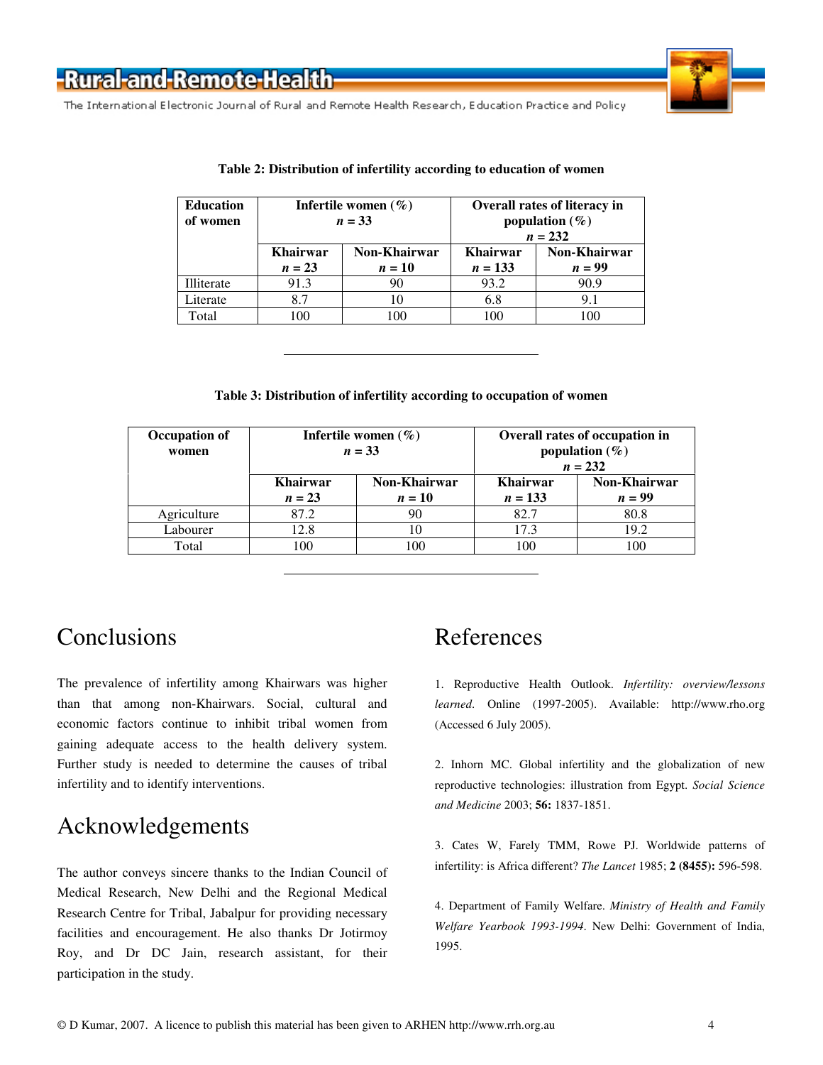**Table 2: Distribution of infertility according to education of women**

| Education of women | Infertile women (%) *n* = 33 | | Overall rates of literacy in population (%) *n* = 232 | |
|---|---|---|---|---|
| | Khairwar *n* = 23 | Non-Khairwar *n* = 10 | Khairwar *n* = 133 | Non-Khairwar *n* = 99 |
| Illiterate | 91.3 | 90 | 93.2 | 90.9 |
| Literate | 8.7 | 10 | 6.8 | 9.1 |
| Total | 100 | 100 | 100 | 100 |

**Table 3: Distribution of infertility according to occupation of women**

| Occupation of women | Infertile women (%) *n* = 33 | | Overall rates of occupation in population (%) *n* = 232 | |
|---|---|---|---|---|
| | Khairwar *n* = 23 | Non-Khairwar *n* = 10 | Khairwar *n* = 133 | Non-Khairwar *n* = 99 |
| Agriculture | 87.2 | 90 | 82.7 | 80.8 |
| Labourer | 12.8 | 10 | 17.3 | 19.2 |
| Total | 100 | 100 | 100 | 100 |

# Conclusions

The prevalence of infertility among Khairwars was higher than that among non-Khairwars. Social, cultural and economic factors continue to inhibit tribal women from gaining adequate access to the health delivery system. Further study is needed to determine the causes of tribal infertility and to identify interventions.

# Acknowledgements

The author conveys sincere thanks to the Indian Council of Medical Research, New Delhi and the Regional Medical Research Centre for Tribal, Jabalpur for providing necessary facilities and encouragement. He also thanks Dr Jotirmoy Roy, and Dr DC Jain, research assistant, for their participation in the study.

# References

1. Reproductive Health Outlook. *Infertility: overview/lessons learned*. Online (1997-2005). Available: http://www.rho.org (Accessed 6 July 2005).

2. Inhorn MC. Global infertility and the globalization of new reproductive technologies: illustration from Egypt. *Social Science and Medicine* 2003; **56:** 1837-1851.

3. Cates W, Farely TMM, Rowe PJ. Worldwide patterns of infertility: is Africa different? *The Lancet* 1985; **2 (8455):** 596-598.

4. Department of Family Welfare. *Ministry of Health and Family Welfare Yearbook 1993-1994*. New Delhi: Government of India, 1995.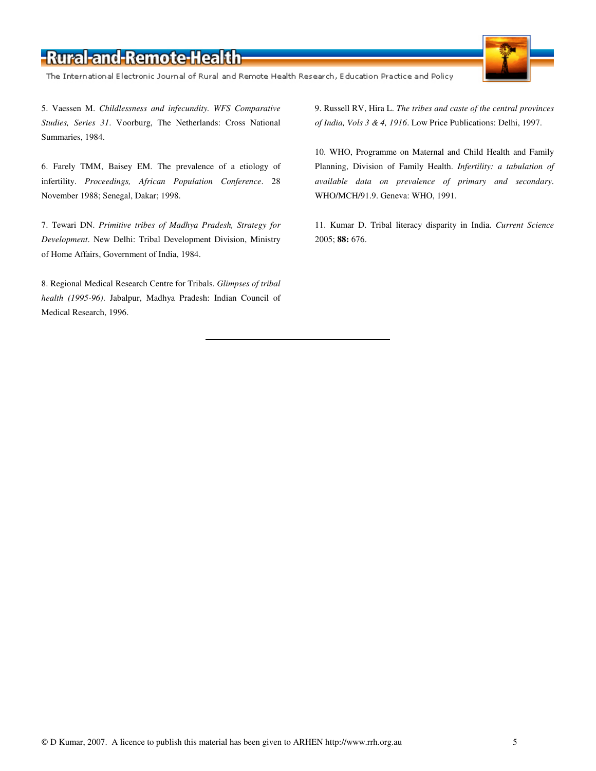5. Vaessen M. *Childlessness and infecundity. WFS Comparative Studies, Series 31*. Voorburg, The Netherlands: Cross National Summaries, 1984.

6. Farely TMM, Baisey EM. The prevalence of a etiology of infertility. *Proceedings, African Population Conference*. 28 November 1988; Senegal, Dakar; 1998.

7. Tewari DN. *Primitive tribes of Madhya Pradesh, Strategy for Development*. New Delhi: Tribal Development Division, Ministry of Home Affairs, Government of India, 1984.

8. Regional Medical Research Centre for Tribals. *Glimpses of tribal health (1995-96)*. Jabalpur, Madhya Pradesh: Indian Council of Medical Research, 1996.

9. Russell RV, Hira L. *The tribes and caste of the central provinces of India, Vols 3 & 4, 1916*. Low Price Publications: Delhi, 1997.

10. WHO, Programme on Maternal and Child Health and Family Planning, Division of Family Health. *Infertility: a tabulation of available data on prevalence of primary and secondary*. WHO/MCH/91.9. Geneva: WHO, 1991.

11. Kumar D. Tribal literacy disparity in India. *Current Science* 2005; **88:** 676.

---

© D Kumar, 2007. A licence to publish this material has been given to ARHEN http://www.rrh.org.au